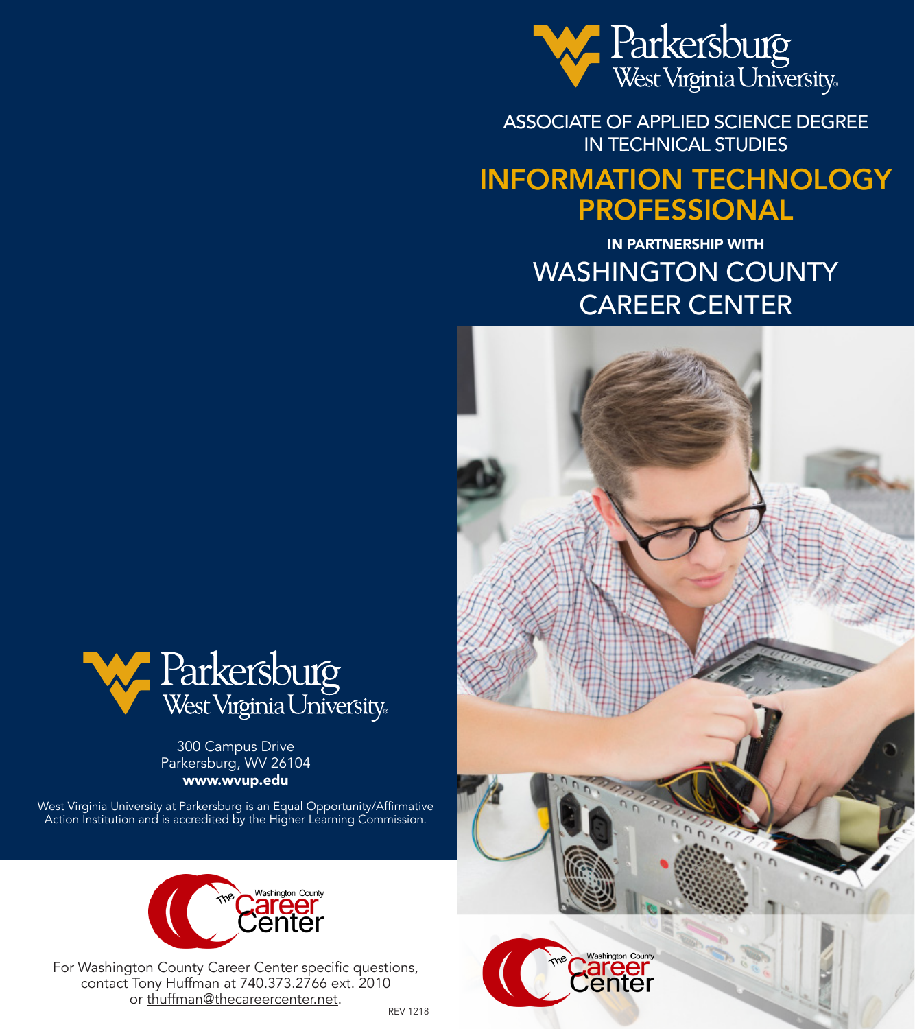Parkersburg West Virginia University

300 Campus Drive
Parkersburg, WV 26104
**www.wvup.edu**

West Virginia University at Parkersburg is an Equal Opportunity/Affirmative Action Institution and is accredited by the Higher Learning Commission.

The Washington County Career Center

For Washington County Career Center specific questions, contact Tony Huffman at 740.373.2766 ext. 2010 or thuffman@thecareercenter.net.

REV 1218

Parkersburg West Virginia University

ASSOCIATE OF APPLIED SCIENCE DEGREE IN TECHNICAL STUDIES

# INFORMATION TECHNOLOGY PROFESSIONAL

**IN PARTNERSHIP WITH**

## WASHINGTON COUNTY CAREER CENTER

The Washington County Career Center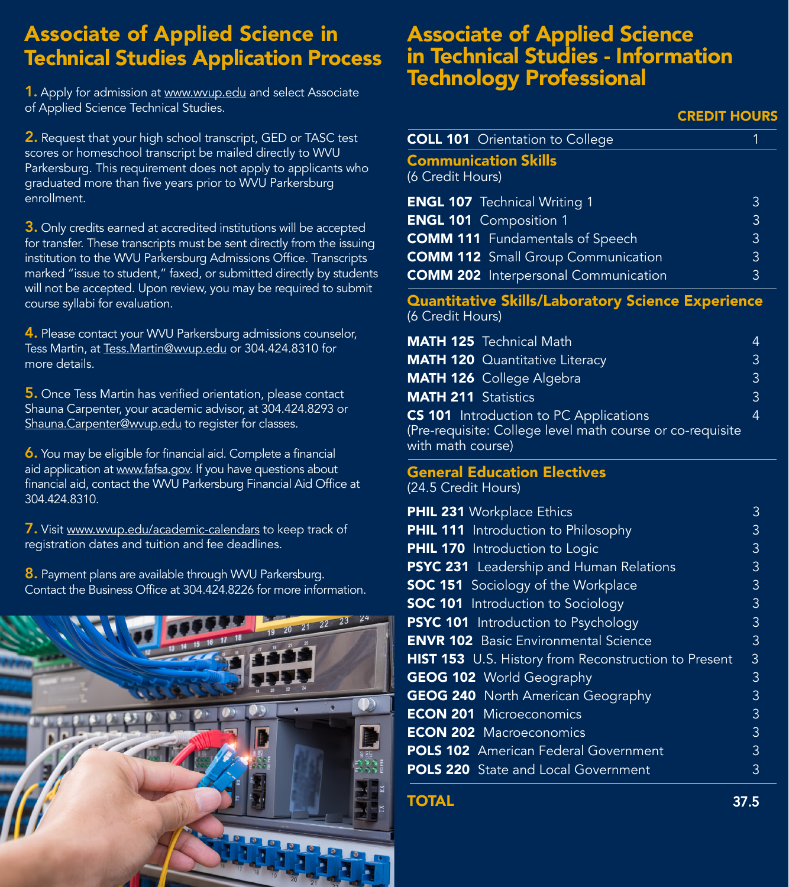## Associate of Applied Science in Technical Studies Application Process

**1.** Apply for admission at www.wvup.edu and select Associate of Applied Science Technical Studies.

**2.** Request that your high school transcript, GED or TASC test scores or homeschool transcript be mailed directly to WVU Parkersburg. This requirement does not apply to applicants who graduated more than five years prior to WVU Parkersburg enrollment.

**3.** Only credits earned at accredited institutions will be accepted for transfer. These transcripts must be sent directly from the issuing institution to the WVU Parkersburg Admissions Office. Transcripts marked "issue to student," faxed, or submitted directly by students will not be accepted. Upon review, you may be required to submit course syllabi for evaluation.

**4.** Please contact your WVU Parkersburg admissions counselor, Tess Martin, at Tess.Martin@wvup.edu or 304.424.8310 for more details.

**5.** Once Tess Martin has verified orientation, please contact Shauna Carpenter, your academic advisor, at 304.424.8293 or Shauna.Carpenter@wvup.edu to register for classes.

**6.** You may be eligible for financial aid. Complete a financial aid application at www.fafsa.gov. If you have questions about financial aid, contact the WVU Parkersburg Financial Aid Office at 304.424.8310.

**7.** Visit www.wvup.edu/academic-calendars to keep track of registration dates and tuition and fee deadlines.

**8.** Payment plans are available through WVU Parkersburg. Contact the Business Office at 304.424.8226 for more information.

## Associate of Applied Science in Technical Studies - Information Technology Professional

| | CREDIT HOURS |
|---|---|
| **COLL 101** Orientation to College | 1 |
| **Communication Skills** (6 Credit Hours) | |
| **ENGL 107** Technical Writing 1 | 3 |
| **ENGL 101** Composition 1 | 3 |
| **COMM 111** Fundamentals of Speech | 3 |
| **COMM 112** Small Group Communication | 3 |
| **COMM 202** Interpersonal Communication | 3 |
| **Quantitative Skills/Laboratory Science Experience** (6 Credit Hours) | |
| **MATH 125** Technical Math | 4 |
| **MATH 120** Quantitative Literacy | 3 |
| **MATH 126** College Algebra | 3 |
| **MATH 211** Statistics | 3 |
| **CS 101** Introduction to PC Applications (Pre-requisite: College level math course or co-requisite with math course) | 4 |
| **General Education Electives** (24.5 Credit Hours) | |
| **PHIL 231** Workplace Ethics | 3 |
| **PHIL 111** Introduction to Philosophy | 3 |
| **PHIL 170** Introduction to Logic | 3 |
| **PSYC 231** Leadership and Human Relations | 3 |
| **SOC 151** Sociology of the Workplace | 3 |
| **SOC 101** Introduction to Sociology | 3 |
| **PSYC 101** Introduction to Psychology | 3 |
| **ENVR 102** Basic Environmental Science | 3 |
| **HIST 153** U.S. History from Reconstruction to Present | 3 |
| **GEOG 102** World Geography | 3 |
| **GEOG 240** North American Geography | 3 |
| **ECON 201** Microeconomics | 3 |
| **ECON 202** Macroeconomics | 3 |
| **POLS 102** American Federal Government | 3 |
| **POLS 220** State and Local Government | 3 |
| **TOTAL** | **37.5** |